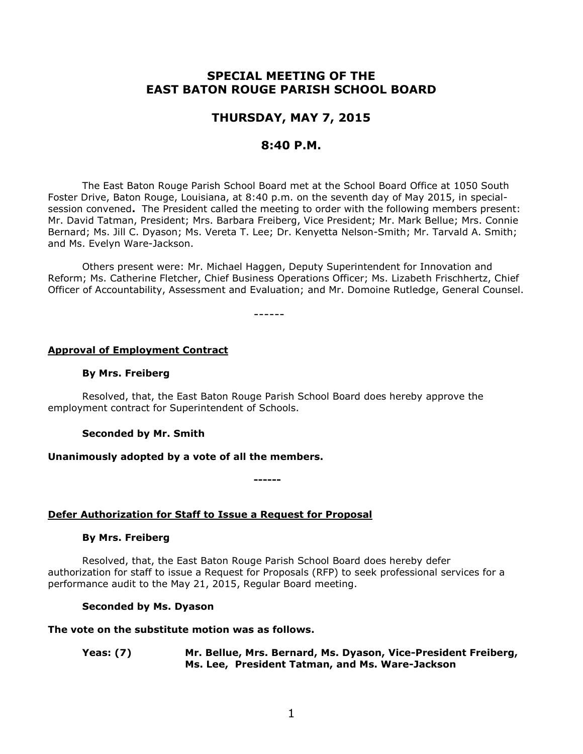# SPECIAL MEETING OF THE EAST BATON ROUGE PARISH SCHOOL BOARD

## THURSDAY, MAY 7, 2015

## 8:40 P.M.

The East Baton Rouge Parish School Board met at the School Board Office at 1050 South Foster Drive, Baton Rouge, Louisiana, at 8:40 p.m. on the seventh day of May 2015, in special-session convened**.** The President called the meeting to order with the following members present: Mr. David Tatman, President; Mrs. Barbara Freiberg, Vice President; Mr. Mark Bellue; Mrs. Connie Bernard; Ms. Jill C. Dyason; Ms. Vereta T. Lee; Dr. Kenyetta Nelson-Smith; Mr. Tarvald A. Smith; and Ms. Evelyn Ware-Jackson.

Others present were: Mr. Michael Haggen, Deputy Superintendent for Innovation and Reform; Ms. Catherine Fletcher, Chief Business Operations Officer; Ms. Lizabeth Frischhertz, Chief Officer of Accountability, Assessment and Evaluation; and Mr. Domoine Rutledge, General Counsel.

------

**Approval of Employment Contract**

**By Mrs. Freiberg**

Resolved, that, the East Baton Rouge Parish School Board does hereby approve the employment contract for Superintendent of Schools.

**Seconded by Mr. Smith**

**Unanimously adopted by a vote of all the members.**

------

**Defer Authorization for Staff to Issue a Request for Proposal**

**By Mrs. Freiberg**

Resolved, that, the East Baton Rouge Parish School Board does hereby defer authorization for staff to issue a Request for Proposals (RFP) to seek professional services for a performance audit to the May 21, 2015, Regular Board meeting.

**Seconded by Ms. Dyason**

**The vote on the substitute motion was as follows.**

**Yeas: (7)** **Mr. Bellue, Mrs. Bernard, Ms. Dyason, Vice-President Freiberg, Ms. Lee, President Tatman, and Ms. Ware-Jackson**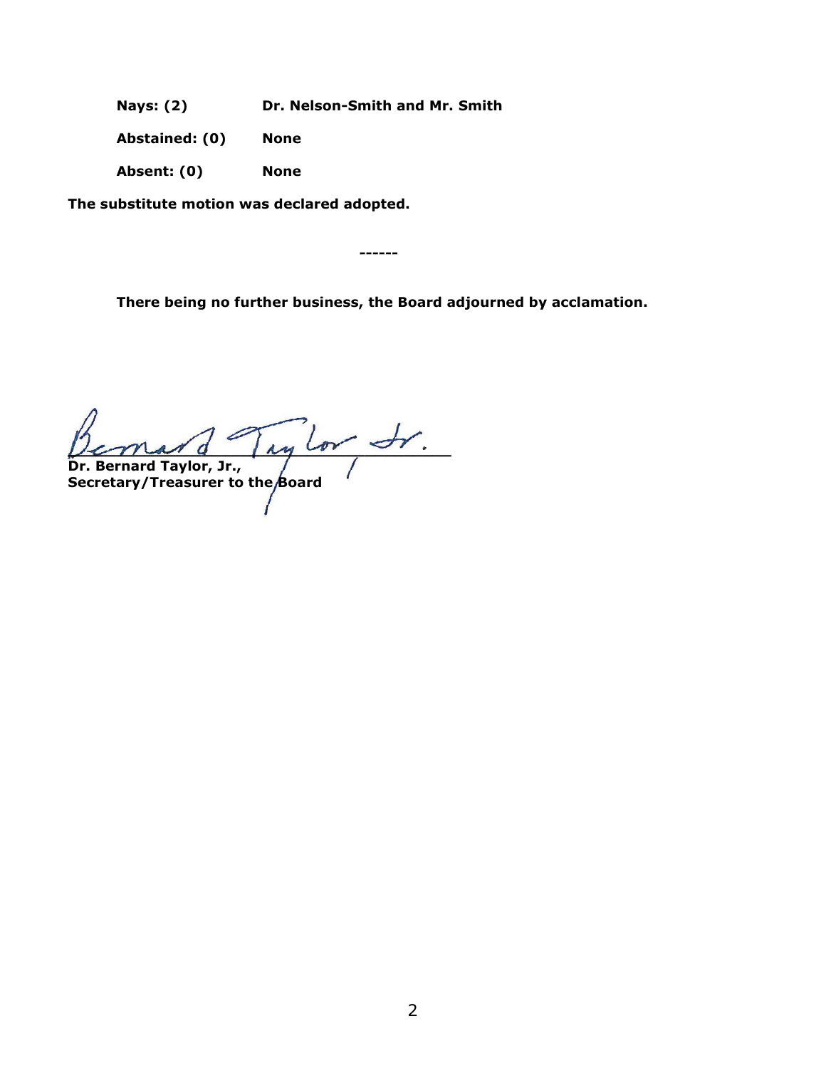**Nays: (2)** **Dr. Nelson-Smith and Mr. Smith**

**Abstained: (0)** **None**

**Absent: (0)** **None**

**The substitute motion was declared adopted.**

**------**

**There being no further business, the Board adjourned by acclamation.**

Bernard Taylor Jr.

**Dr. Bernard Taylor, Jr.,**
**Secretary/Treasurer to the Board**